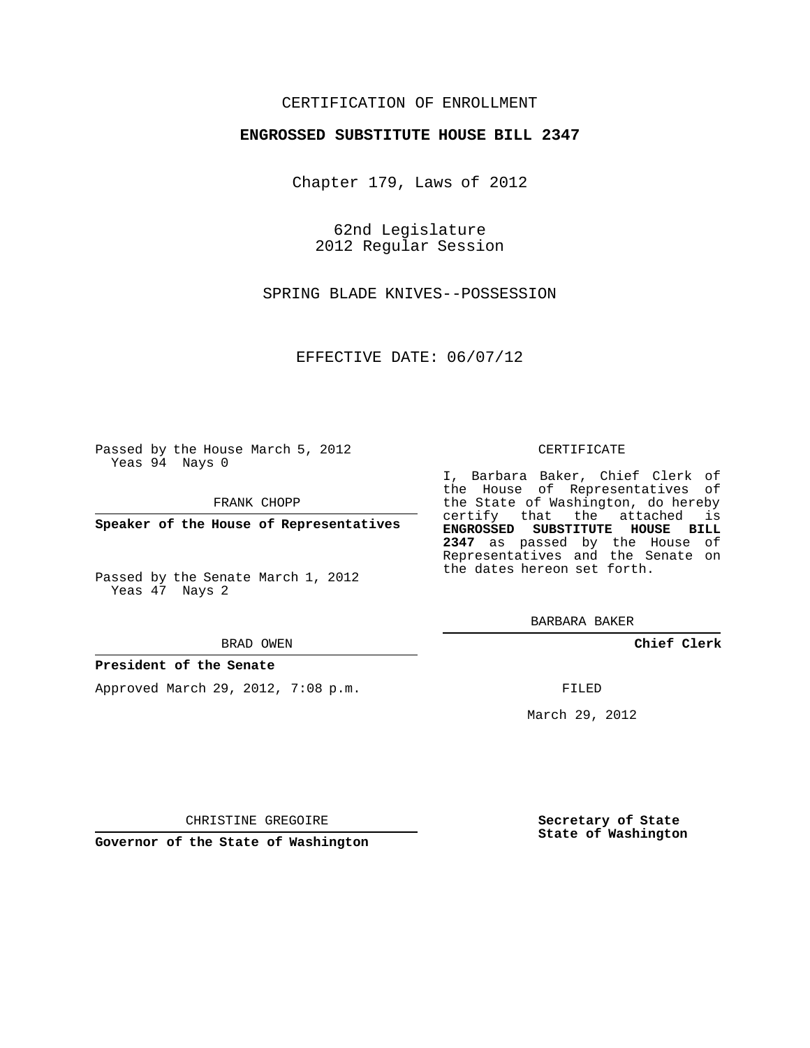CERTIFICATION OF ENROLLMENT

**ENGROSSED SUBSTITUTE HOUSE BILL 2347**

Chapter 179, Laws of 2012

62nd Legislature
2012 Regular Session

SPRING BLADE KNIVES--POSSESSION

EFFECTIVE DATE: 06/07/12

Passed by the House March 5, 2012
Yeas 94 Nays 0

FRANK CHOPP

**Speaker of the House of Representatives**

Passed by the Senate March 1, 2012
Yeas 47 Nays 2

BRAD OWEN

**President of the Senate**

Approved March 29, 2012, 7:08 p.m.

CHRISTINE GREGOIRE

**Governor of the State of Washington**

CERTIFICATE

I, Barbara Baker, Chief Clerk of the House of Representatives of the State of Washington, do hereby certify that the attached is **ENGROSSED SUBSTITUTE HOUSE BILL 2347** as passed by the House of Representatives and the Senate on the dates hereon set forth.

BARBARA BAKER

**Chief Clerk**

FILED

March 29, 2012

**Secretary of State**
**State of Washington**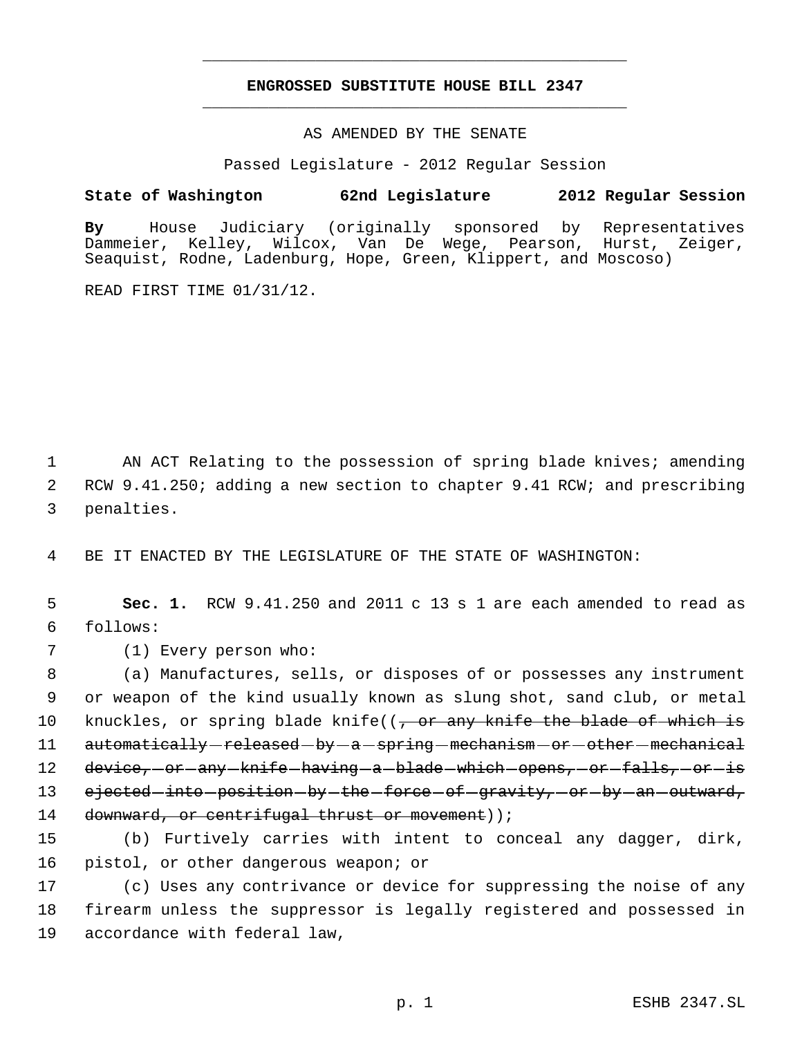# ENGROSSED SUBSTITUTE HOUSE BILL 2347

AS AMENDED BY THE SENATE

Passed Legislature - 2012 Regular Session

**State of Washington 62nd Legislature 2012 Regular Session**

**By** House Judiciary (originally sponsored by Representatives Dammeier, Kelley, Wilcox, Van De Wege, Pearson, Hurst, Zeiger, Seaquist, Rodne, Ladenburg, Hope, Green, Klippert, and Moscoso)

READ FIRST TIME 01/31/12.

1 AN ACT Relating to the possession of spring blade knives; amending
2 RCW 9.41.250; adding a new section to chapter 9.41 RCW; and prescribing
3 penalties.

4 BE IT ENACTED BY THE LEGISLATURE OF THE STATE OF WASHINGTON:

5 **Sec. 1.** RCW 9.41.250 and 2011 c 13 s 1 are each amended to read as
6 follows:

7 (1) Every person who:

8 (a) Manufactures, sells, or disposes of or possesses any instrument
9 or weapon of the kind usually known as slung shot, sand club, or metal
10 knuckles, or spring blade knife((~~, or any knife the blade of which is~~
11 ~~automatically released by a spring mechanism or other mechanical~~
12 ~~device, or any knife having a blade which opens, or falls, or is~~
13 ~~ejected into position by the force of gravity, or by an outward,~~
14 ~~downward, or centrifugal thrust or movement~~));

15 (b) Furtively carries with intent to conceal any dagger, dirk,
16 pistol, or other dangerous weapon; or

17 (c) Uses any contrivance or device for suppressing the noise of any
18 firearm unless the suppressor is legally registered and possessed in
19 accordance with federal law,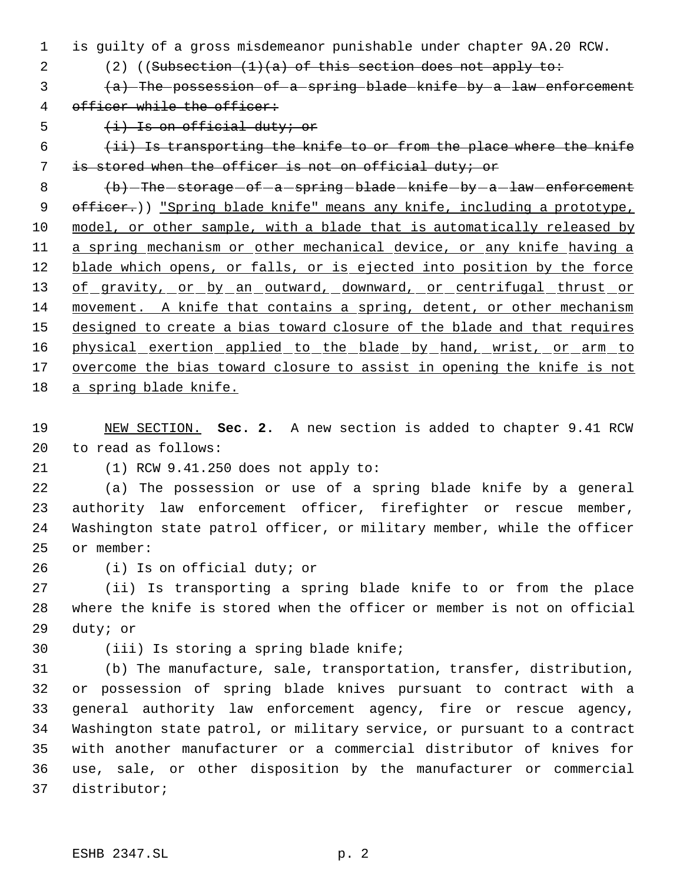is guilty of a gross misdemeanor punishable under chapter 9A.20 RCW.

(2) ((~~Subsection (1)(a) of this section does not apply to:~~

~~(a) The possession of a spring blade knife by a law enforcement officer while the officer:~~

~~(i) Is on official duty; or~~

~~(ii) Is transporting the knife to or from the place where the knife is stored when the officer is not on official duty; or~~

~~(b) The storage of a spring blade knife by a law enforcement officer.~~)) <u>"Spring blade knife" means any knife, including a prototype, model, or other sample, with a blade that is automatically released by a spring mechanism or other mechanical device, or any knife having a blade which opens, or falls, or is ejected into position by the force of gravity, or by an outward, downward, or centrifugal thrust or movement. A knife that contains a spring, detent, or other mechanism designed to create a bias toward closure of the blade and that requires physical exertion applied to the blade by hand, wrist, or arm to overcome the bias toward closure to assist in opening the knife is not a spring blade knife.</u>

<u>NEW SECTION.</u> **Sec. 2.** A new section is added to chapter 9.41 RCW to read as follows:

(1) RCW 9.41.250 does not apply to:

(a) The possession or use of a spring blade knife by a general authority law enforcement officer, firefighter or rescue member, Washington state patrol officer, or military member, while the officer or member:

(i) Is on official duty; or

(ii) Is transporting a spring blade knife to or from the place where the knife is stored when the officer or member is not on official duty; or

(iii) Is storing a spring blade knife;

(b) The manufacture, sale, transportation, transfer, distribution, or possession of spring blade knives pursuant to contract with a general authority law enforcement agency, fire or rescue agency, Washington state patrol, or military service, or pursuant to a contract with another manufacturer or a commercial distributor of knives for use, sale, or other disposition by the manufacturer or commercial distributor;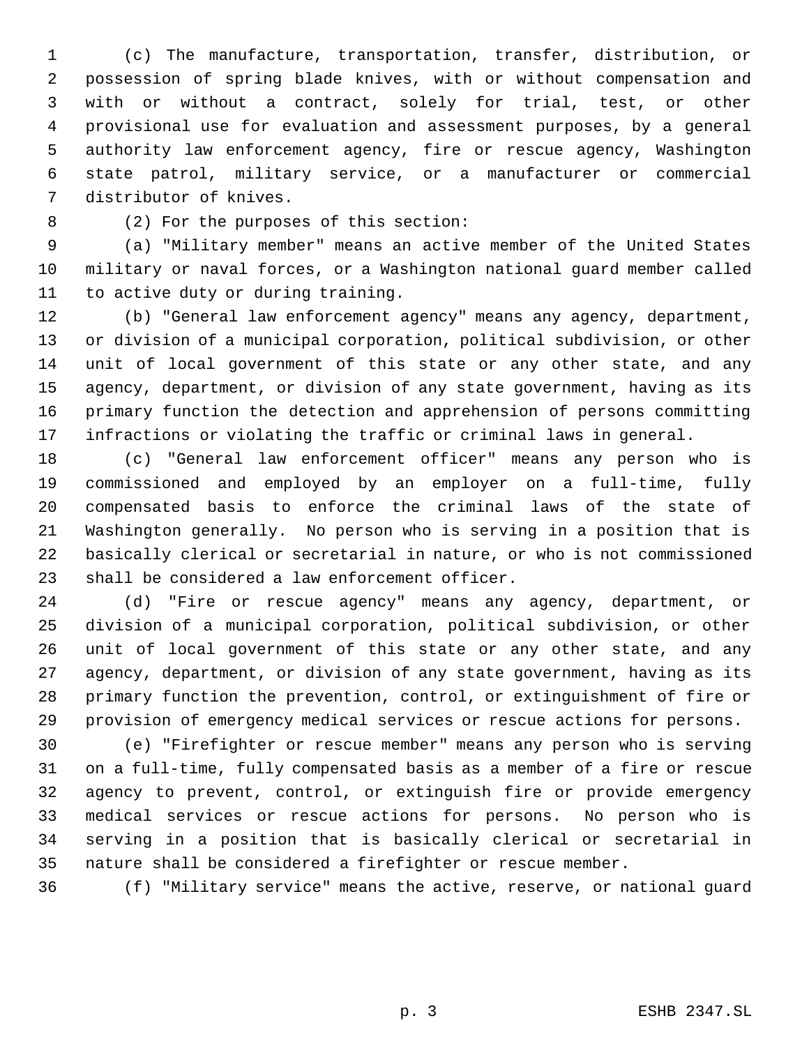(c) The manufacture, transportation, transfer, distribution, or possession of spring blade knives, with or without compensation and with or without a contract, solely for trial, test, or other provisional use for evaluation and assessment purposes, by a general authority law enforcement agency, fire or rescue agency, Washington state patrol, military service, or a manufacturer or commercial distributor of knives.

(2) For the purposes of this section:

(a) "Military member" means an active member of the United States military or naval forces, or a Washington national guard member called to active duty or during training.

(b) "General law enforcement agency" means any agency, department, or division of a municipal corporation, political subdivision, or other unit of local government of this state or any other state, and any agency, department, or division of any state government, having as its primary function the detection and apprehension of persons committing infractions or violating the traffic or criminal laws in general.

(c) "General law enforcement officer" means any person who is commissioned and employed by an employer on a full-time, fully compensated basis to enforce the criminal laws of the state of Washington generally. No person who is serving in a position that is basically clerical or secretarial in nature, or who is not commissioned shall be considered a law enforcement officer.

(d) "Fire or rescue agency" means any agency, department, or division of a municipal corporation, political subdivision, or other unit of local government of this state or any other state, and any agency, department, or division of any state government, having as its primary function the prevention, control, or extinguishment of fire or provision of emergency medical services or rescue actions for persons.

(e) "Firefighter or rescue member" means any person who is serving on a full-time, fully compensated basis as a member of a fire or rescue agency to prevent, control, or extinguish fire or provide emergency medical services or rescue actions for persons. No person who is serving in a position that is basically clerical or secretarial in nature shall be considered a firefighter or rescue member.

(f) "Military service" means the active, reserve, or national guard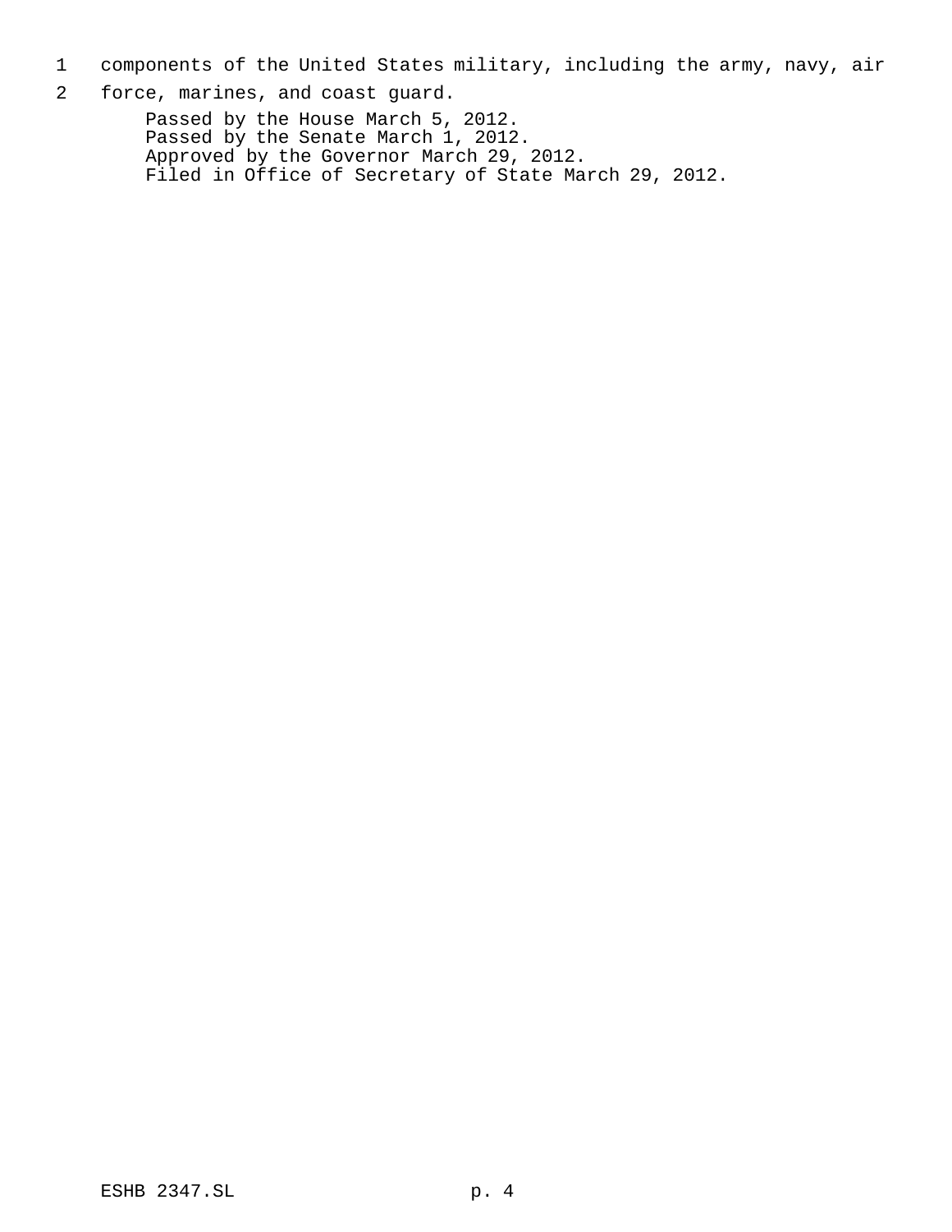components of the United States military, including the army, navy, air force, marines, and coast guard.

Passed by the House March 5, 2012.
Passed by the Senate March 1, 2012.
Approved by the Governor March 29, 2012.
Filed in Office of Secretary of State March 29, 2012.